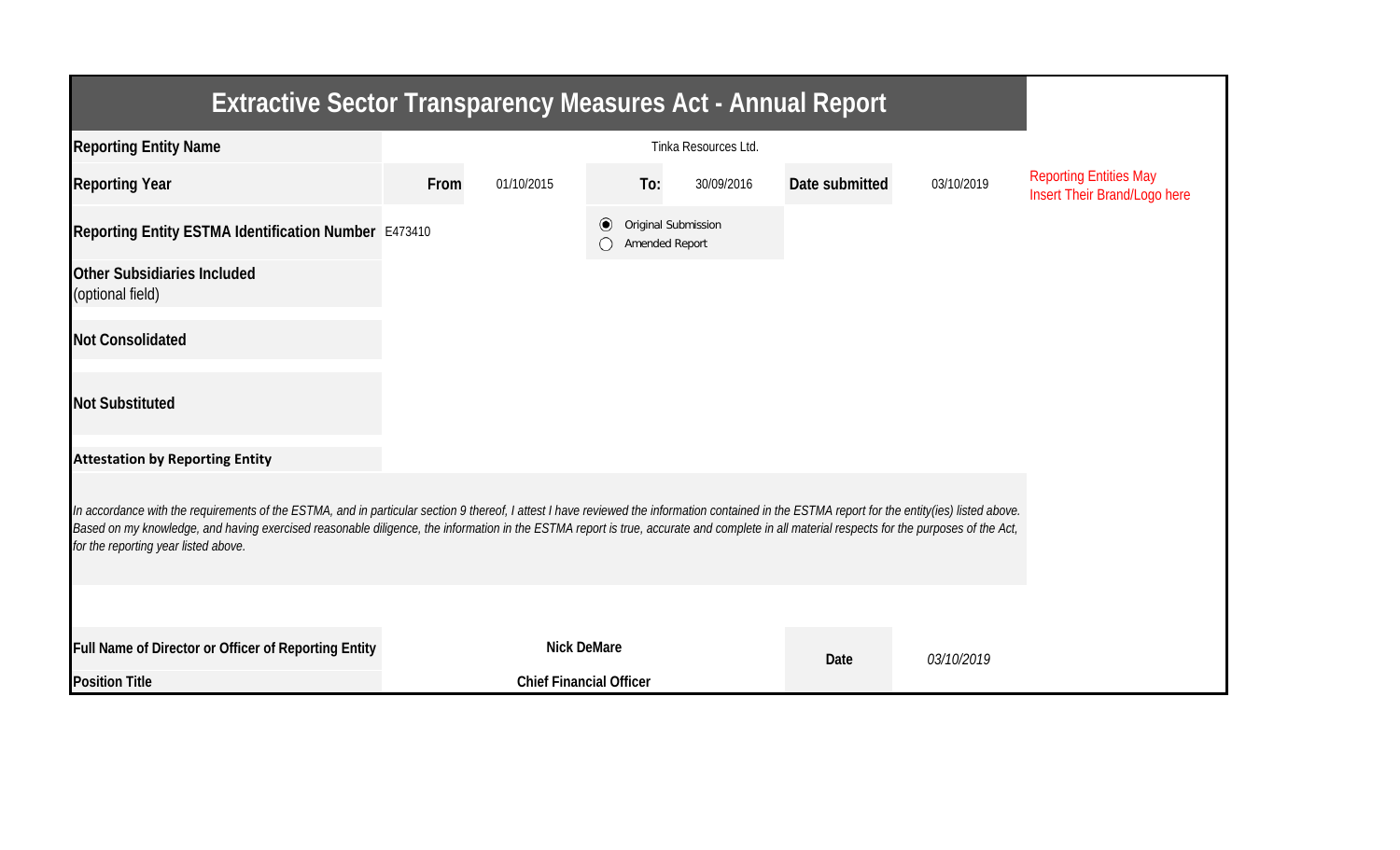# Extractive Sector Transparency Measures Act - Annual Report

| | | | | | | |
|---|---|---|---|---|---|---|
| **Reporting Entity Name** | | | Tinka Resources Ltd. | | | Reporting Entities May Insert Their Brand/Logo here |
| **Reporting Year** | **From** 01/10/2015 | **To:** | 30/09/2016 | **Date submitted** | 03/10/2019 | |
| **Reporting Entity ESTMA Identification Number** | E473410 | (●) Original Submission<br>( ) Amended Report | | | | |
| **Other Subsidiaries Included** (optional field) | | | | | | |
| **Not Consolidated** | | | | | | |
| **Not Substituted** | | | | | | |

**Attestation by Reporting Entity**

*In accordance with the requirements of the ESTMA, and in particular section 9 thereof, I attest I have reviewed the information contained in the ESTMA report for the entity(ies) listed above. Based on my knowledge, and having exercised reasonable diligence, the information in the ESTMA report is true, accurate and complete in all material respects for the purposes of the Act, for the reporting year listed above.*

| | | | |
|---|---|---|---|
| **Full Name of Director or Officer of Reporting Entity** | **Nick DeMare** | **Date** | *03/10/2019* |
| **Position Title** | **Chief Financial Officer** | | |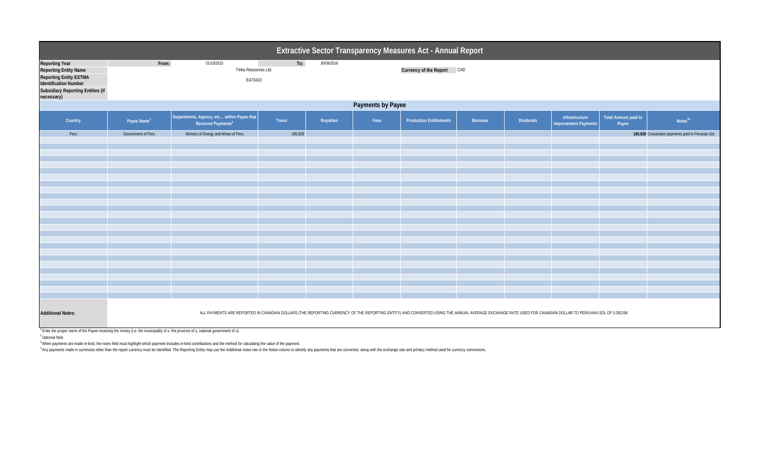# Extractive Sector Transparency Measures Act - Annual Report

| | | | | |
|---|---|---|---|---|
| **Reporting Year** | From: | 01/10/2015 | To: | 30/09/2016 |
| **Reporting Entity Name** | Tinka Resources Ltd. | | **Currency of the Report** | CAD |
| **Reporting Entity ESTMA Identification Number** | E473410 | | | |
| **Subsidiary Reporting Entities (if necessary)** | | | | |

## Payments by Payee

| Country | Payee Name[1] | Departments, Agency, etc... within Payee that Received Payments[2] | Taxes | Royalties | Fees | Production Entitlements | Bonuses | Dividends | Infrastructure Improvement Payments | Total Amount paid to Payee | Notes[34] |
|---|---|---|---|---|---|---|---|---|---|---|---|
| Peru | Government of Peru | Ministry of Energy and Mines of Peru | 185,828 | | | | | | | **185,828** | Concession payments paid in Peruvian Sol |

**Additional Notes:** ALL PAYMENTS ARE REPORTED IN CANADIAN DOLLARS (THE REPORTING CURRENCY OF THE REPORTING ENTITY) AND CONVERTED USING THE ANNUAL AVERAGE EXCHANGE RATE USED FOR CANADIAN DOLLAR TO PERUVIAN SOL OF 0.392194

[1] Enter the proper name of the Payee receiving the money (i.e. the municipality of x, the province of y, national government of z).

[2] Optional field.

[3] When payments are made in-kind, the notes field must highlight which payment includes in-kind contributions and the method for calculating the value of the payment.

[4] Any payments made in currencies other than the report currency must be identified. The Reporting Entity may use the Additional notes row or the Notes column to identify any payments that are converted, along with the exchange rate and primary method used for currency conversions.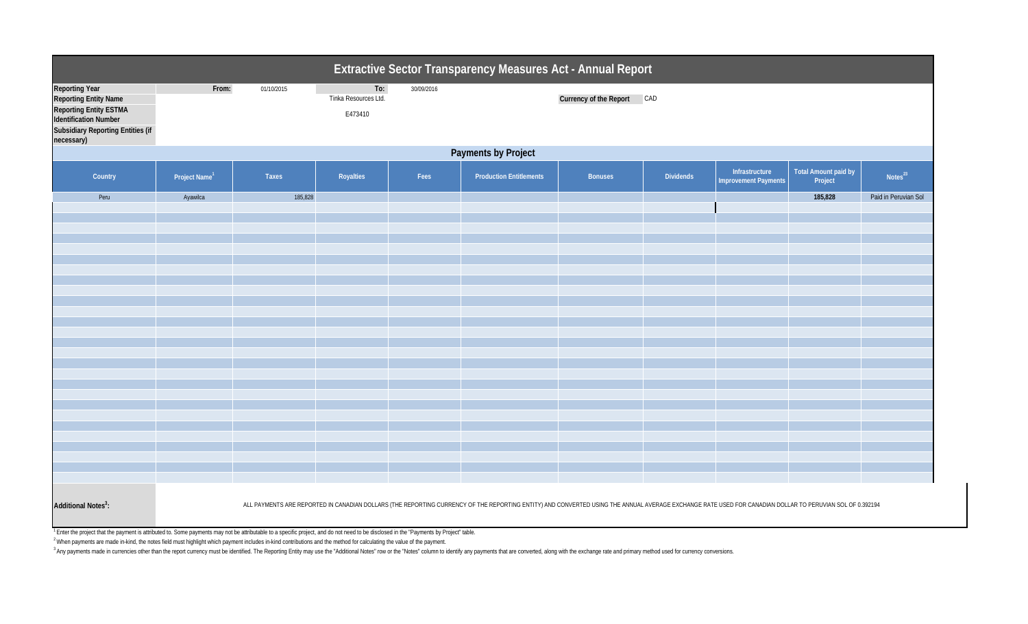# Extractive Sector Transparency Measures Act - Annual Report

| | | | | | |
|---|---|---|---|---|---|
| **Reporting Year** | **From:** | 01/10/2015 | **To:** | 30/09/2016 | |
| **Reporting Entity Name** | | | Tinka Resources Ltd. | **Currency of the Report** | CAD |
| **Reporting Entity ESTMA Identification Number** | | | E473410 | | |
| **Subsidiary Reporting Entities (if necessary)** | | | | | |

## Payments by Project

| Country | Project Name[1] | Taxes | Royalties | Fees | Production Entitlements | Bonuses | Dividends | Infrastructure Improvement Payments | Total Amount paid by Project | Notes[23] |
|---|---|---|---|---|---|---|---|---|---|---|
| Peru | Ayawilca | 185,828 | | | | | | | **185,828** | Paid in Peruvian Sol |

**Additional Notes[3]:** ALL PAYMENTS ARE REPORTED IN CANADIAN DOLLARS (THE REPORTING CURRENCY OF THE REPORTING ENTITY) AND CONVERTED USING THE ANNUAL AVERAGE EXCHANGE RATE USED FOR CANADIAN DOLLAR TO PERUVIAN SOL OF 0.392194

[1] Enter the project that the payment is attributed to. Some payments may not be attributable to a specific project, and do not need to be disclosed in the "Payments by Project" table.

[2] When payments are made in-kind, the notes field must highlight which payment includes in-kind contributions and the method for calculating the value of the payment.

[3] Any payments made in currencies other than the report currency must be identified. The Reporting Entity may use the "Additional Notes" row or the "Notes" column to identify any payments that are converted, along with the exchange rate and primary method used for currency conversions.